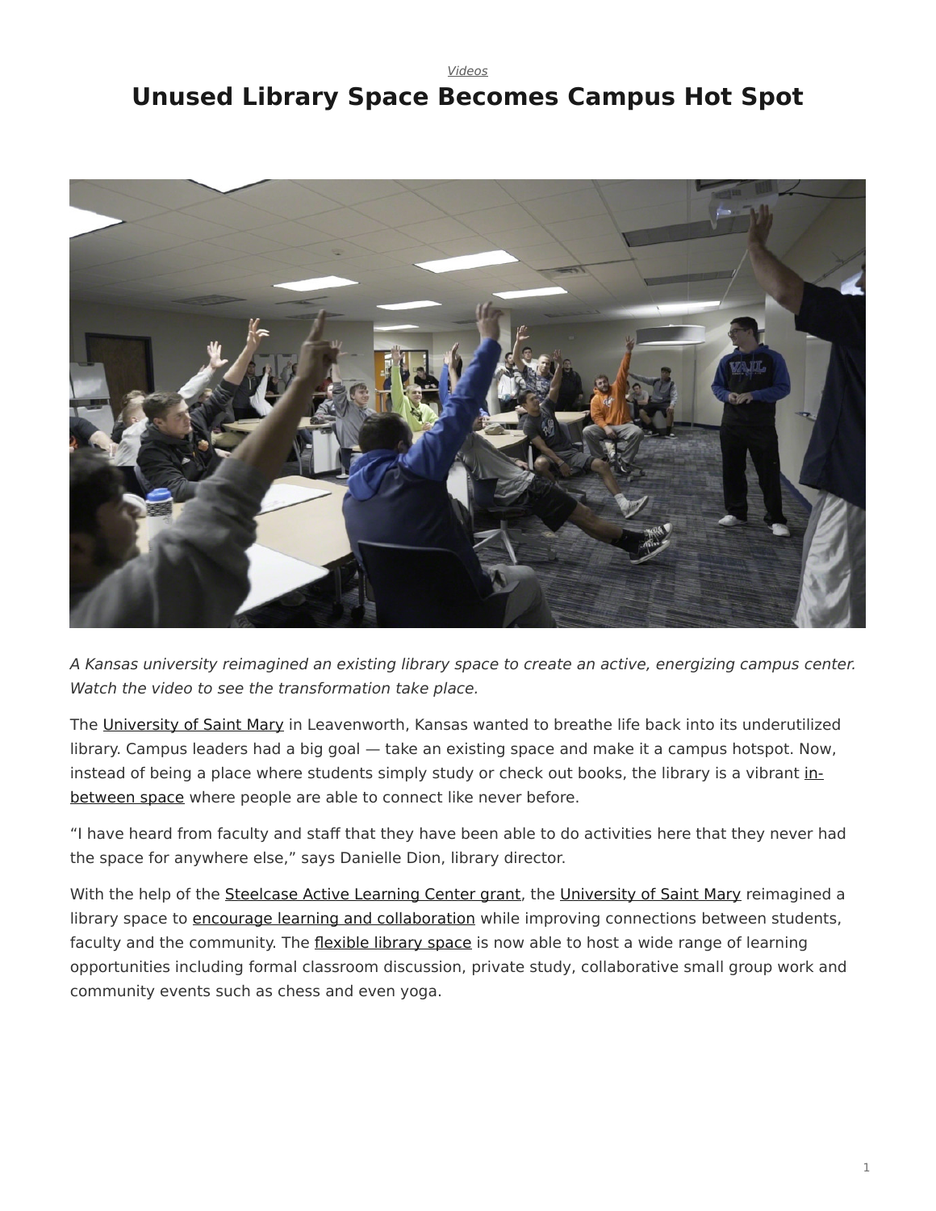*Videos*

# Unused Library Space Becomes Campus Hot Spot

*A Kansas university reimagined an existing library space to create an active, energizing campus center. Watch the video to see the transformation take place.*

The University of Saint Mary in Leavenworth, Kansas wanted to breathe life back into its underutilized library. Campus leaders had a big goal — take an existing space and make it a campus hotspot. Now, instead of being a place where students simply study or check out books, the library is a vibrant in-between space where people are able to connect like never before.

“I have heard from faculty and staff that they have been able to do activities here that they never had the space for anywhere else,” says Danielle Dion, library director.

With the help of the Steelcase Active Learning Center grant, the University of Saint Mary reimagined a library space to encourage learning and collaboration while improving connections between students, faculty and the community. The flexible library space is now able to host a wide range of learning opportunities including formal classroom discussion, private study, collaborative small group work and community events such as chess and even yoga.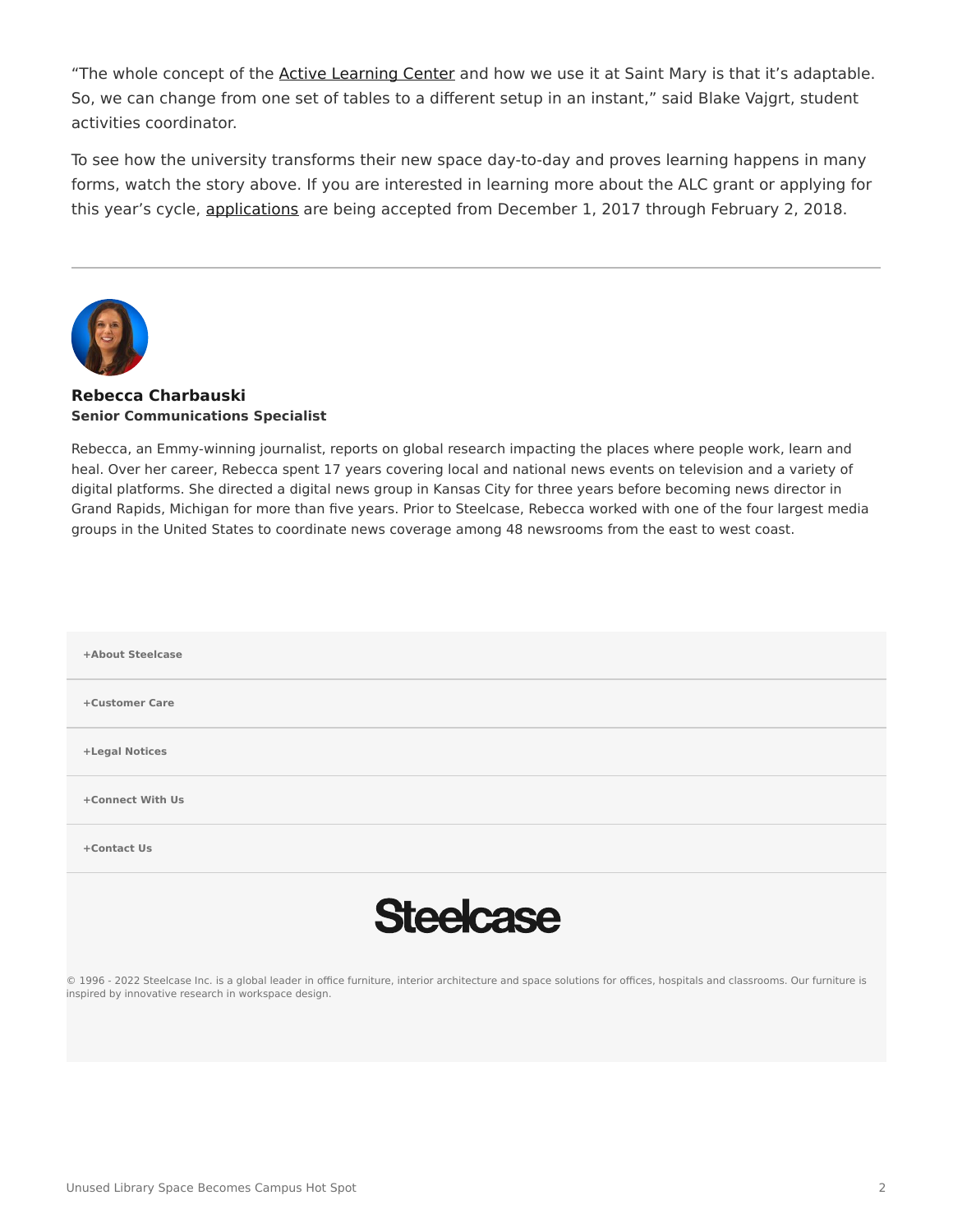"The whole concept of the Active Learning Center and how we use it at Saint Mary is that it's adaptable. So, we can change from one set of tables to a different setup in an instant," said Blake Vajgrt, student activities coordinator.

To see how the university transforms their new space day-to-day and proves learning happens in many forms, watch the story above. If you are interested in learning more about the ALC grant or applying for this year's cycle, applications are being accepted from December 1, 2017 through February 2, 2018.

---

**Rebecca Charbauski**
**Senior Communications Specialist**

Rebecca, an Emmy-winning journalist, reports on global research impacting the places where people work, learn and heal. Over her career, Rebecca spent 17 years covering local and national news events on television and a variety of digital platforms. She directed a digital news group in Kansas City for three years before becoming news director in Grand Rapids, Michigan for more than five years. Prior to Steelcase, Rebecca worked with one of the four largest media groups in the United States to coordinate news coverage among 48 newsrooms from the east to west coast.

**+About Steelcase**

**+Customer Care**

**+Legal Notices**

**+Connect With Us**

**+Contact Us**

Steelcase

© 1996 - 2022 Steelcase Inc. is a global leader in office furniture, interior architecture and space solutions for offices, hospitals and classrooms. Our furniture is inspired by innovative research in workspace design.